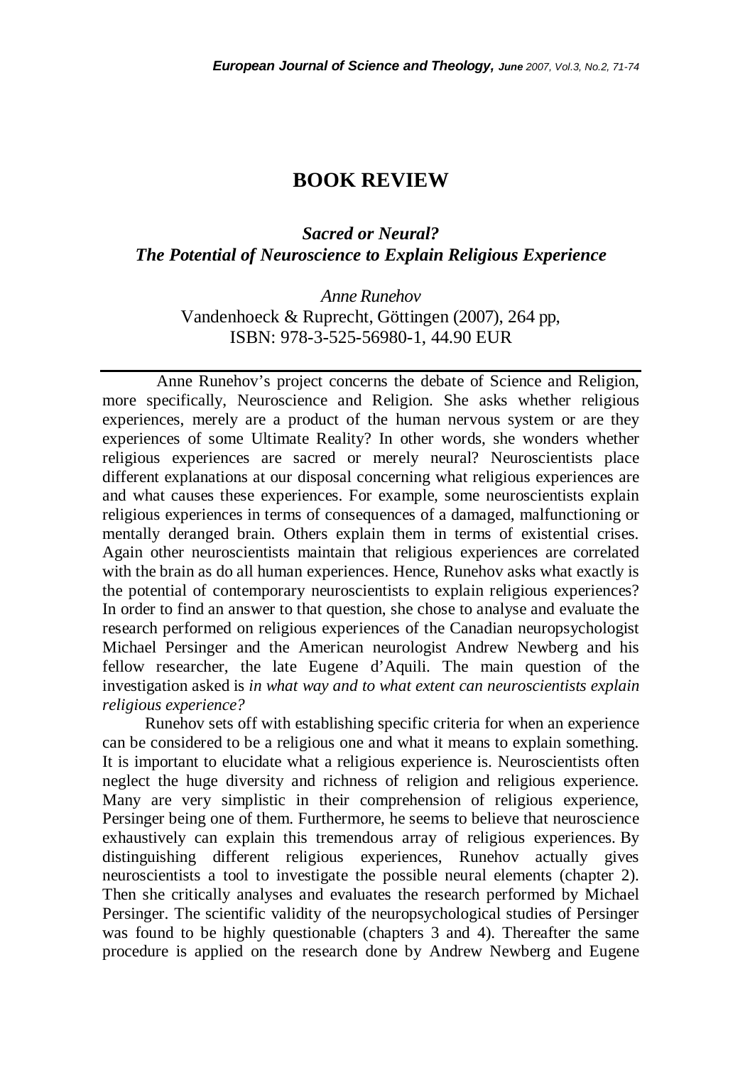# BOOK REVIEW

## *Sacred or Neural? The Potential of Neuroscience to Explain Religious Experience*

*Anne Runehov*
Vandenhoeck & Ruprecht, Göttingen (2007), 264 pp,
ISBN: 978-3-525-56980-1, 44.90 EUR

---

Anne Runehov's project concerns the debate of Science and Religion, more specifically, Neuroscience and Religion. She asks whether religious experiences, merely are a product of the human nervous system or are they experiences of some Ultimate Reality? In other words, she wonders whether religious experiences are sacred or merely neural? Neuroscientists place different explanations at our disposal concerning what religious experiences are and what causes these experiences. For example, some neuroscientists explain religious experiences in terms of consequences of a damaged, malfunctioning or mentally deranged brain. Others explain them in terms of existential crises. Again other neuroscientists maintain that religious experiences are correlated with the brain as do all human experiences. Hence, Runehov asks what exactly is the potential of contemporary neuroscientists to explain religious experiences? In order to find an answer to that question, she chose to analyse and evaluate the research performed on religious experiences of the Canadian neuropsychologist Michael Persinger and the American neurologist Andrew Newberg and his fellow researcher, the late Eugene d'Aquili. The main question of the investigation asked is *in what way and to what extent can neuroscientists explain religious experience?*

Runehov sets off with establishing specific criteria for when an experience can be considered to be a religious one and what it means to explain something. It is important to elucidate what a religious experience is. Neuroscientists often neglect the huge diversity and richness of religion and religious experience. Many are very simplistic in their comprehension of religious experience, Persinger being one of them. Furthermore, he seems to believe that neuroscience exhaustively can explain this tremendous array of religious experiences. By distinguishing different religious experiences, Runehov actually gives neuroscientists a tool to investigate the possible neural elements (chapter 2). Then she critically analyses and evaluates the research performed by Michael Persinger. The scientific validity of the neuropsychological studies of Persinger was found to be highly questionable (chapters 3 and 4). Thereafter the same procedure is applied on the research done by Andrew Newberg and Eugene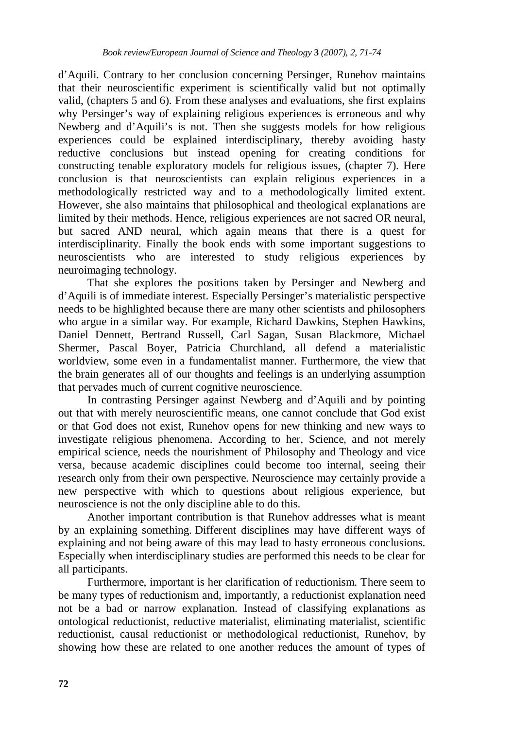d'Aquili. Contrary to her conclusion concerning Persinger, Runehov maintains that their neuroscientific experiment is scientifically valid but not optimally valid, (chapters 5 and 6). From these analyses and evaluations, she first explains why Persinger's way of explaining religious experiences is erroneous and why Newberg and d'Aquili's is not. Then she suggests models for how religious experiences could be explained interdisciplinary, thereby avoiding hasty reductive conclusions but instead opening for creating conditions for constructing tenable exploratory models for religious issues, (chapter 7). Here conclusion is that neuroscientists can explain religious experiences in a methodologically restricted way and to a methodologically limited extent. However, she also maintains that philosophical and theological explanations are limited by their methods. Hence, religious experiences are not sacred OR neural, but sacred AND neural, which again means that there is a quest for interdisciplinarity. Finally the book ends with some important suggestions to neuroscientists who are interested to study religious experiences by neuroimaging technology.

That she explores the positions taken by Persinger and Newberg and d'Aquili is of immediate interest. Especially Persinger's materialistic perspective needs to be highlighted because there are many other scientists and philosophers who argue in a similar way. For example, Richard Dawkins, Stephen Hawkins, Daniel Dennett, Bertrand Russell, Carl Sagan, Susan Blackmore, Michael Shermer, Pascal Boyer, Patricia Churchland, all defend a materialistic worldview, some even in a fundamentalist manner. Furthermore, the view that the brain generates all of our thoughts and feelings is an underlying assumption that pervades much of current cognitive neuroscience.

In contrasting Persinger against Newberg and d'Aquili and by pointing out that with merely neuroscientific means, one cannot conclude that God exist or that God does not exist, Runehov opens for new thinking and new ways to investigate religious phenomena. According to her, Science, and not merely empirical science, needs the nourishment of Philosophy and Theology and vice versa, because academic disciplines could become too internal, seeing their research only from their own perspective. Neuroscience may certainly provide a new perspective with which to questions about religious experience, but neuroscience is not the only discipline able to do this.

Another important contribution is that Runehov addresses what is meant by an explaining something. Different disciplines may have different ways of explaining and not being aware of this may lead to hasty erroneous conclusions. Especially when interdisciplinary studies are performed this needs to be clear for all participants.

Furthermore, important is her clarification of reductionism. There seem to be many types of reductionism and, importantly, a reductionist explanation need not be a bad or narrow explanation. Instead of classifying explanations as ontological reductionist, reductive materialist, eliminating materialist, scientific reductionist, causal reductionist or methodological reductionist, Runehov, by showing how these are related to one another reduces the amount of types of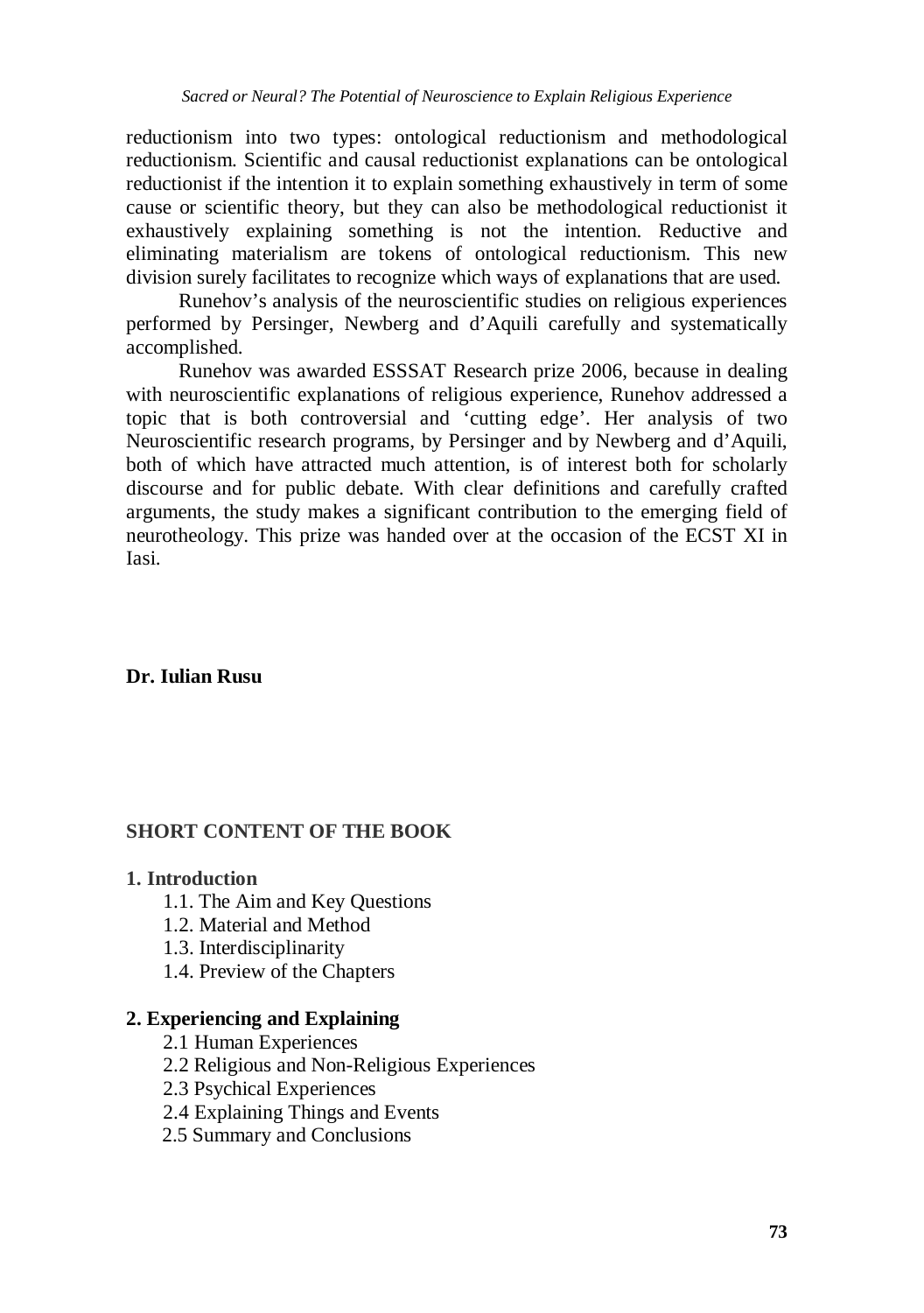reductionism into two types: ontological reductionism and methodological reductionism. Scientific and causal reductionist explanations can be ontological reductionist if the intention it to explain something exhaustively in term of some cause or scientific theory, but they can also be methodological reductionist it exhaustively explaining something is not the intention. Reductive and eliminating materialism are tokens of ontological reductionism. This new division surely facilitates to recognize which ways of explanations that are used.

Runehov's analysis of the neuroscientific studies on religious experiences performed by Persinger, Newberg and d'Aquili carefully and systematically accomplished.

Runehov was awarded ESSSAT Research prize 2006, because in dealing with neuroscientific explanations of religious experience, Runehov addressed a topic that is both controversial and 'cutting edge'. Her analysis of two Neuroscientific research programs, by Persinger and by Newberg and d'Aquili, both of which have attracted much attention, is of interest both for scholarly discourse and for public debate. With clear definitions and carefully crafted arguments, the study makes a significant contribution to the emerging field of neurotheology. This prize was handed over at the occasion of the ECST XI in Iasi.

**Dr. Iulian Rusu**

## SHORT CONTENT OF THE BOOK

**1. Introduction**

- 1.1. The Aim and Key Questions
- 1.2. Material and Method
- 1.3. Interdisciplinarity
- 1.4. Preview of the Chapters

**2. Experiencing and Explaining**

- 2.1 Human Experiences
- 2.2 Religious and Non-Religious Experiences
- 2.3 Psychical Experiences
- 2.4 Explaining Things and Events
- 2.5 Summary and Conclusions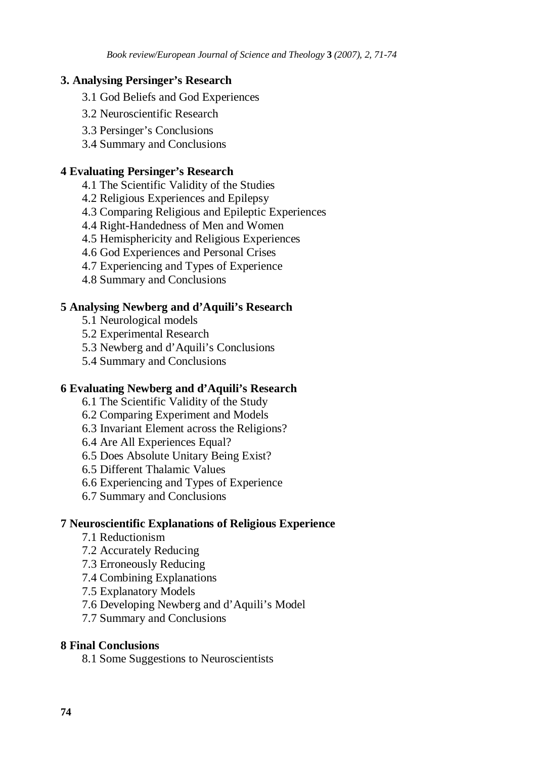**3. Analysing Persinger's Research**

3.1 God Beliefs and God Experiences

3.2 Neuroscientific Research

3.3 Persinger's Conclusions

3.4 Summary and Conclusions

**4 Evaluating Persinger's Research**

4.1 The Scientific Validity of the Studies

4.2 Religious Experiences and Epilepsy

4.3 Comparing Religious and Epileptic Experiences

4.4 Right-Handedness of Men and Women

4.5 Hemisphericity and Religious Experiences

4.6 God Experiences and Personal Crises

4.7 Experiencing and Types of Experience

4.8 Summary and Conclusions

**5 Analysing Newberg and d'Aquili's Research**

5.1 Neurological models

5.2 Experimental Research

5.3 Newberg and d'Aquili's Conclusions

5.4 Summary and Conclusions

**6 Evaluating Newberg and d'Aquili's Research**

6.1 The Scientific Validity of the Study

6.2 Comparing Experiment and Models

6.3 Invariant Element across the Religions?

6.4 Are All Experiences Equal?

6.5 Does Absolute Unitary Being Exist?

6.5 Different Thalamic Values

6.6 Experiencing and Types of Experience

6.7 Summary and Conclusions

**7 Neuroscientific Explanations of Religious Experience**

7.1 Reductionism

7.2 Accurately Reducing

7.3 Erroneously Reducing

7.4 Combining Explanations

7.5 Explanatory Models

7.6 Developing Newberg and d'Aquili's Model

7.7 Summary and Conclusions

**8 Final Conclusions**

8.1 Some Suggestions to Neuroscientists